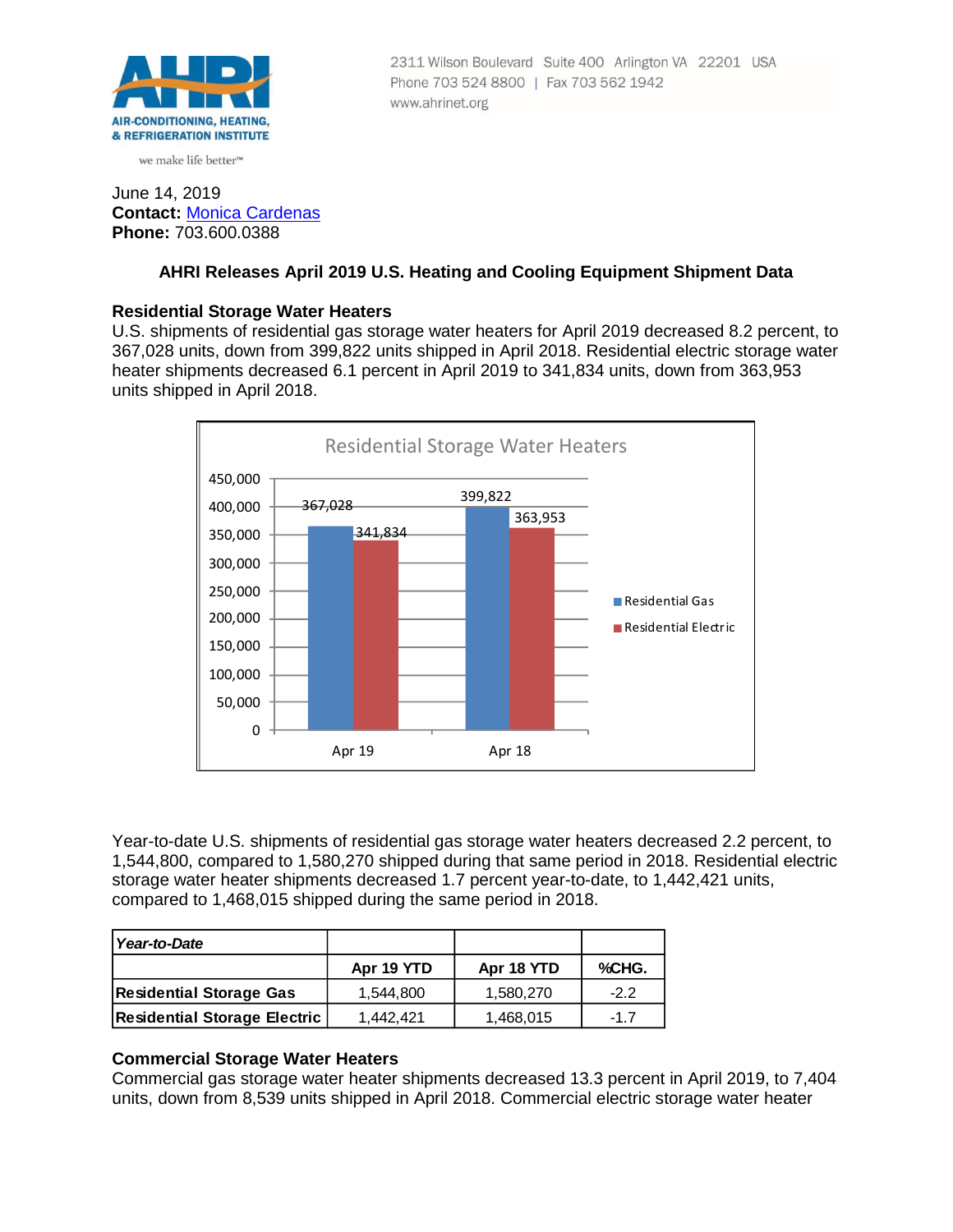AHRI

AIR-CONDITIONING, HEATING, & REFRIGERATION INSTITUTE

we make life better™

2311 Wilson Boulevard Suite 400 Arlington VA 22201 USA
Phone 703 524 8800 | Fax 703 562 1942
www.ahrinet.org

June 14, 2019
**Contact:** Monica Cardenas
**Phone:** 703.600.0388

## AHRI Releases April 2019 U.S. Heating and Cooling Equipment Shipment Data

### Residential Storage Water Heaters

U.S. shipments of residential gas storage water heaters for April 2019 decreased 8.2 percent, to 367,028 units, down from 399,822 units shipped in April 2018. Residential electric storage water heater shipments decreased 6.1 percent in April 2019 to 341,834 units, down from 363,953 units shipped in April 2018.

Residential Storage Water Heaters

| | Residential Gas | Residential Electric |
|---|---|---|
| Apr 19 | 367,028 | 341,834 |
| Apr 18 | 399,822 | 363,953 |

Year-to-date U.S. shipments of residential gas storage water heaters decreased 2.2 percent, to 1,544,800, compared to 1,580,270 shipped during that same period in 2018. Residential electric storage water heater shipments decreased 1.7 percent year-to-date, to 1,442,421 units, compared to 1,468,015 shipped during the same period in 2018.

| *Year-to-Date* | | | |
|---|---|---|---|
| | **Apr 19 YTD** | **Apr 18 YTD** | **%CHG.** |
| **Residential Storage Gas** | 1,544,800 | 1,580,270 | -2.2 |
| **Residential Storage Electric** | 1,442,421 | 1,468,015 | -1.7 |

### Commercial Storage Water Heaters

Commercial gas storage water heater shipments decreased 13.3 percent in April 2019, to 7,404 units, down from 8,539 units shipped in April 2018. Commercial electric storage water heater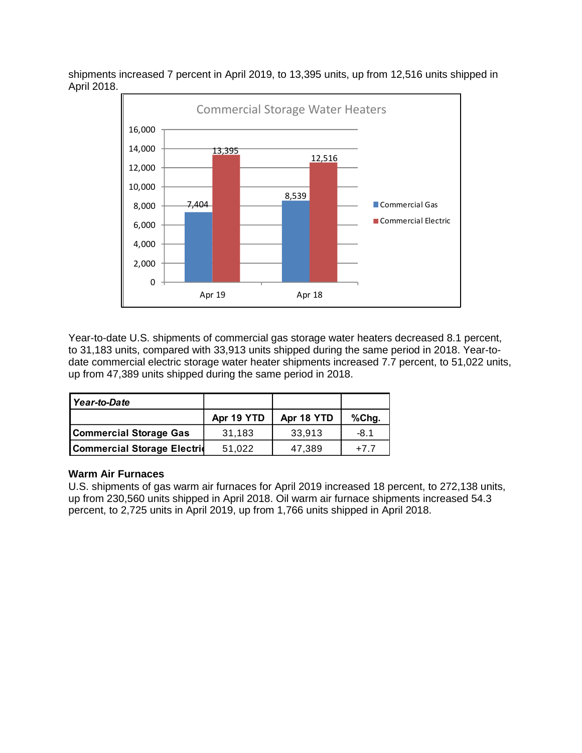shipments increased 7 percent in April 2019, to 13,395 units, up from 12,516 units shipped in April 2018.

**Commercial Storage Water Heaters**

| | Apr 19 | Apr 18 |
|---|---|---|
| Commercial Gas | 7,404 | 8,539 |
| Commercial Electric | 13,395 | 12,516 |

Year-to-date U.S. shipments of commercial gas storage water heaters decreased 8.1 percent, to 31,183 units, compared with 33,913 units shipped during the same period in 2018. Year-to-date commercial electric storage water heater shipments increased 7.7 percent, to 51,022 units, up from 47,389 units shipped during the same period in 2018.

| ***Year-to-Date*** | | | |
|---|---|---|---|
| | **Apr 19 YTD** | **Apr 18 YTD** | **%Chg.** |
| **Commercial Storage Gas** | 31,183 | 33,913 | -8.1 |
| **Commercial Storage Electric** | 51,022 | 47,389 | +7.7 |

**Warm Air Furnaces**

U.S. shipments of gas warm air furnaces for April 2019 increased 18 percent, to 272,138 units, up from 230,560 units shipped in April 2018. Oil warm air furnace shipments increased 54.3 percent, to 2,725 units in April 2019, up from 1,766 units shipped in April 2018.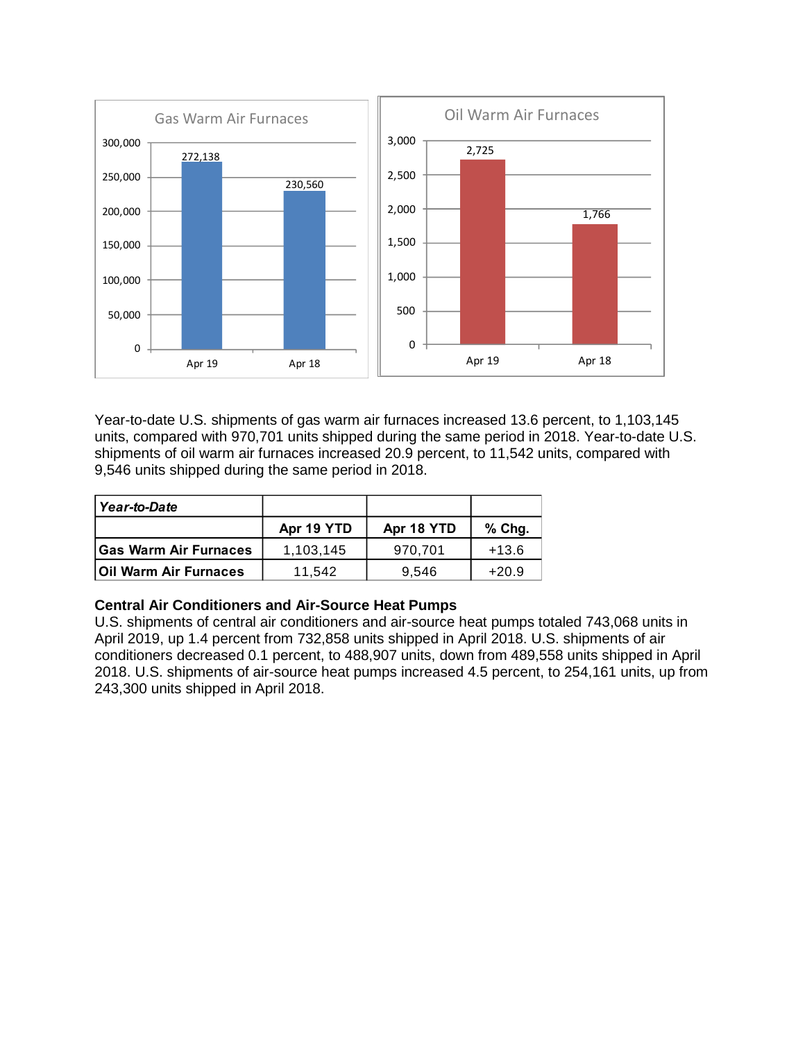Gas Warm Air Furnaces

| | Apr 19 | Apr 18 |
|---|---|---|
| Gas Warm Air Furnaces | 272,138 | 230,560 |

Oil Warm Air Furnaces

| | Apr 19 | Apr 18 |
|---|---|---|
| Oil Warm Air Furnaces | 2,725 | 1,766 |

Year-to-date U.S. shipments of gas warm air furnaces increased 13.6 percent, to 1,103,145 units, compared with 970,701 units shipped during the same period in 2018. Year-to-date U.S. shipments of oil warm air furnaces increased 20.9 percent, to 11,542 units, compared with 9,546 units shipped during the same period in 2018.

| ***Year-to-Date*** | | | |
|---|---|---|---|
| | **Apr 19 YTD** | **Apr 18 YTD** | **% Chg.** |
| **Gas Warm Air Furnaces** | 1,103,145 | 970,701 | +13.6 |
| **Oil Warm Air Furnaces** | 11,542 | 9,546 | +20.9 |

### Central Air Conditioners and Air-Source Heat Pumps

U.S. shipments of central air conditioners and air-source heat pumps totaled 743,068 units in April 2019, up 1.4 percent from 732,858 units shipped in April 2018. U.S. shipments of air conditioners decreased 0.1 percent, to 488,907 units, down from 489,558 units shipped in April 2018. U.S. shipments of air-source heat pumps increased 4.5 percent, to 254,161 units, up from 243,300 units shipped in April 2018.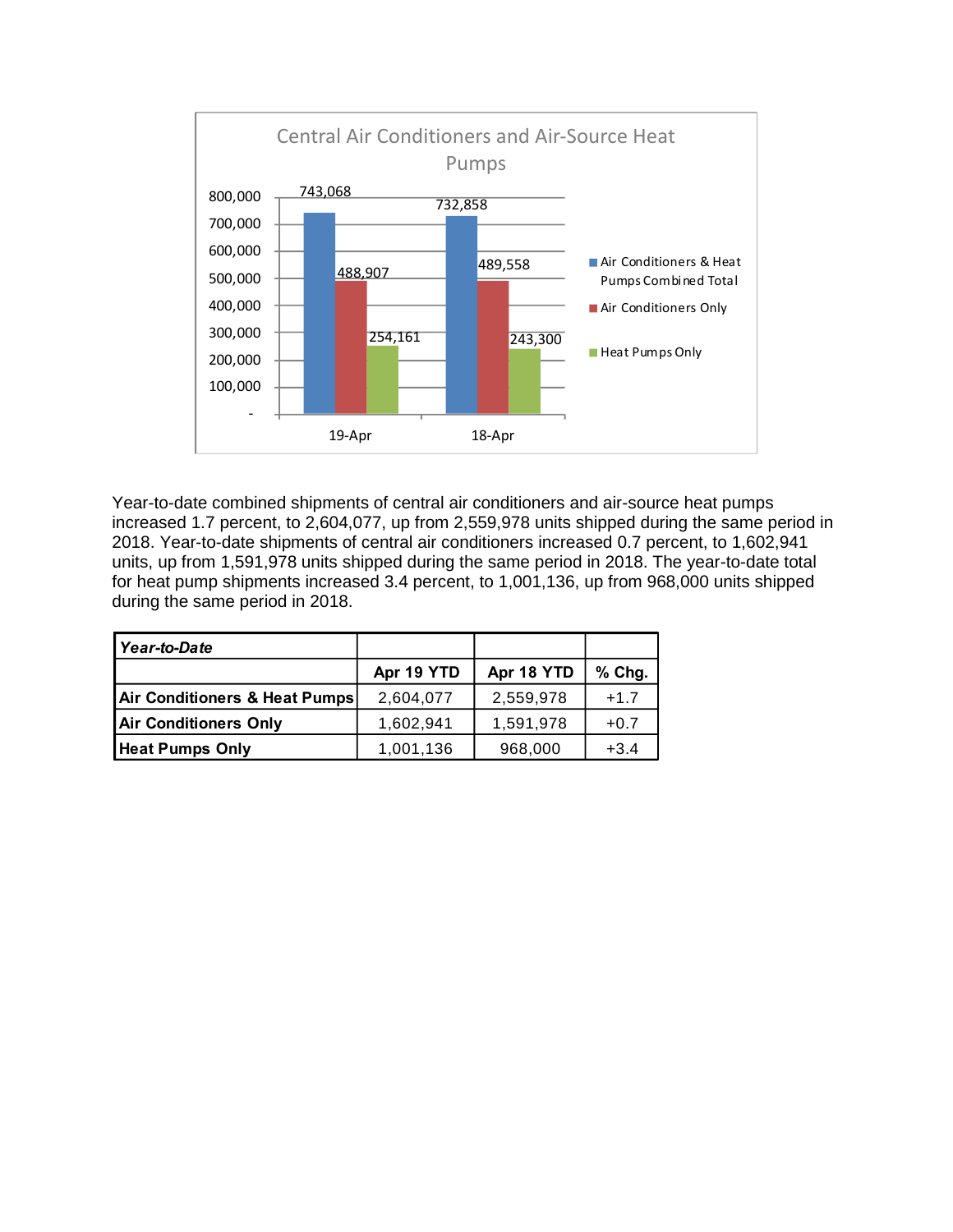## Central Air Conditioners and Air-Source Heat Pumps

| | 19-Apr | 18-Apr |
|---|---|---|
| Air Conditioners & Heat Pumps Combined Total | 743,068 | 732,858 |
| Air Conditioners Only | 488,907 | 489,558 |
| Heat Pumps Only | 254,161 | 243,300 |

Year-to-date combined shipments of central air conditioners and air-source heat pumps increased 1.7 percent, to 2,604,077, up from 2,559,978 units shipped during the same period in 2018. Year-to-date shipments of central air conditioners increased 0.7 percent, to 1,602,941 units, up from 1,591,978 units shipped during the same period in 2018. The year-to-date total for heat pump shipments increased 3.4 percent, to 1,001,136, up from 968,000 units shipped during the same period in 2018.

| ***Year-to-Date*** | | | |
|---|---|---|---|
| | **Apr 19 YTD** | **Apr 18 YTD** | **% Chg.** |
| **Air Conditioners & Heat Pumps** | 2,604,077 | 2,559,978 | +1.7 |
| **Air Conditioners Only** | 1,602,941 | 1,591,978 | +0.7 |
| **Heat Pumps Only** | 1,001,136 | 968,000 | +3.4 |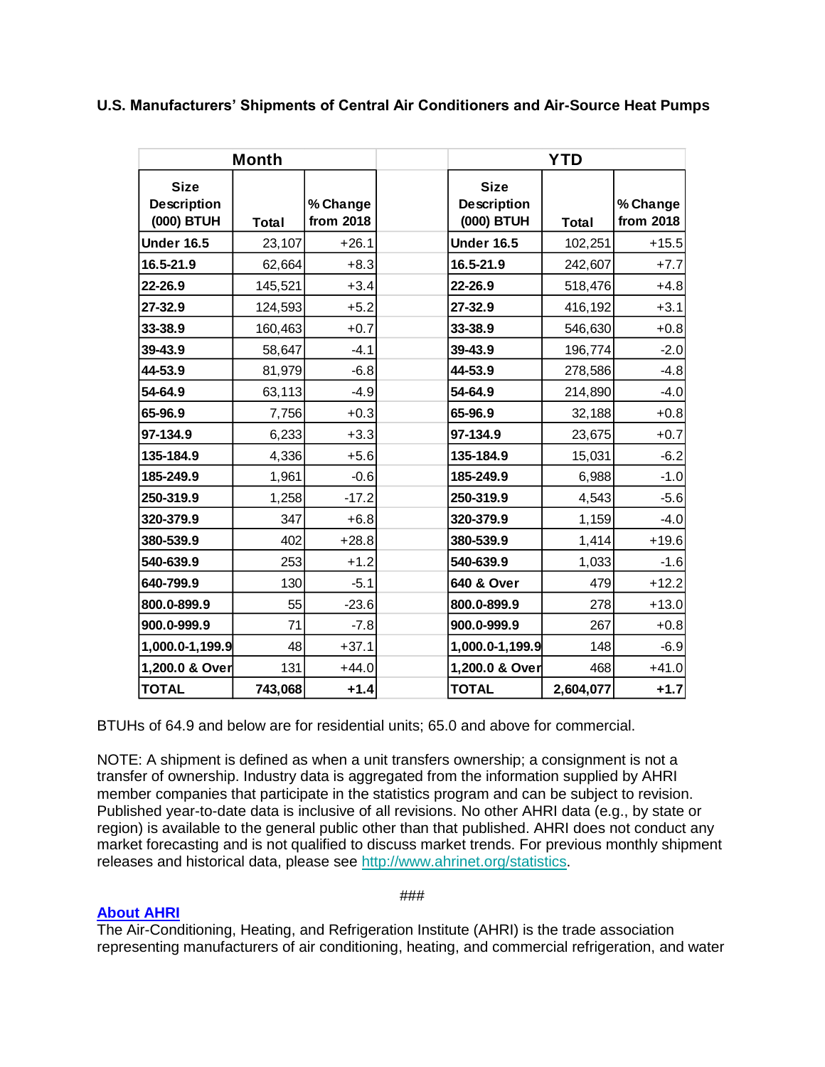**U.S. Manufacturers' Shipments of Central Air Conditioners and Air-Source Heat Pumps**

| Month | | | | YTD | | |
|---|---|---|---|---|---|---|
| Size Description (000) BTUH | Total | % Change from 2018 | | Size Description (000) BTUH | Total | % Change from 2018 |
| **Under 16.5** | 23,107 | +26.1 | | **Under 16.5** | 102,251 | +15.5 |
| **16.5-21.9** | 62,664 | +8.3 | | **16.5-21.9** | 242,607 | +7.7 |
| **22-26.9** | 145,521 | +3.4 | | **22-26.9** | 518,476 | +4.8 |
| **27-32.9** | 124,593 | +5.2 | | **27-32.9** | 416,192 | +3.1 |
| **33-38.9** | 160,463 | +0.7 | | **33-38.9** | 546,630 | +0.8 |
| **39-43.9** | 58,647 | -4.1 | | **39-43.9** | 196,774 | -2.0 |
| **44-53.9** | 81,979 | -6.8 | | **44-53.9** | 278,586 | -4.8 |
| **54-64.9** | 63,113 | -4.9 | | **54-64.9** | 214,890 | -4.0 |
| **65-96.9** | 7,756 | +0.3 | | **65-96.9** | 32,188 | +0.8 |
| **97-134.9** | 6,233 | +3.3 | | **97-134.9** | 23,675 | +0.7 |
| **135-184.9** | 4,336 | +5.6 | | **135-184.9** | 15,031 | -6.2 |
| **185-249.9** | 1,961 | -0.6 | | **185-249.9** | 6,988 | -1.0 |
| **250-319.9** | 1,258 | -17.2 | | **250-319.9** | 4,543 | -5.6 |
| **320-379.9** | 347 | +6.8 | | **320-379.9** | 1,159 | -4.0 |
| **380-539.9** | 402 | +28.8 | | **380-539.9** | 1,414 | +19.6 |
| **540-639.9** | 253 | +1.2 | | **540-639.9** | 1,033 | -1.6 |
| **640-799.9** | 130 | -5.1 | | **640 & Over** | 479 | +12.2 |
| **800.0-899.9** | 55 | -23.6 | | **800.0-899.9** | 278 | +13.0 |
| **900.0-999.9** | 71 | -7.8 | | **900.0-999.9** | 267 | +0.8 |
| **1,000.0-1,199.9** | 48 | +37.1 | | **1,000.0-1,199.9** | 148 | -6.9 |
| **1,200.0 & Over** | 131 | +44.0 | | **1,200.0 & Over** | 468 | +41.0 |
| **TOTAL** | **743,068** | **+1.4** | | **TOTAL** | **2,604,077** | **+1.7** |

BTUHs of 64.9 and below are for residential units; 65.0 and above for commercial.

NOTE: A shipment is defined as when a unit transfers ownership; a consignment is not a transfer of ownership. Industry data is aggregated from the information supplied by AHRI member companies that participate in the statistics program and can be subject to revision. Published year-to-date data is inclusive of all revisions. No other AHRI data (e.g., by state or region) is available to the general public other than that published. AHRI does not conduct any market forecasting and is not qualified to discuss market trends. For previous monthly shipment releases and historical data, please see http://www.ahrinet.org/statistics.

###

**About AHRI**

The Air-Conditioning, Heating, and Refrigeration Institute (AHRI) is the trade association representing manufacturers of air conditioning, heating, and commercial refrigeration, and water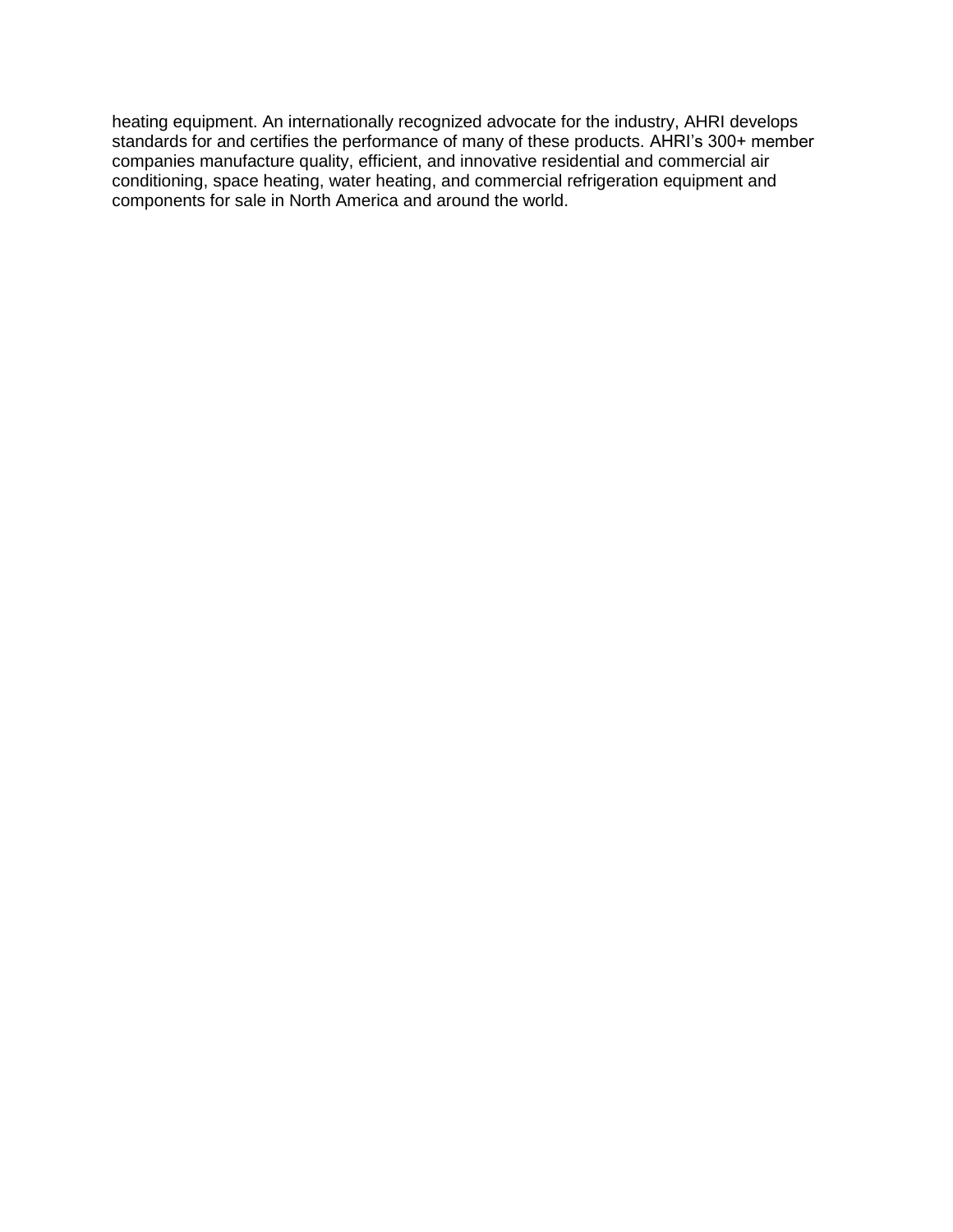heating equipment. An internationally recognized advocate for the industry, AHRI develops standards for and certifies the performance of many of these products. AHRI's 300+ member companies manufacture quality, efficient, and innovative residential and commercial air conditioning, space heating, water heating, and commercial refrigeration equipment and components for sale in North America and around the world.